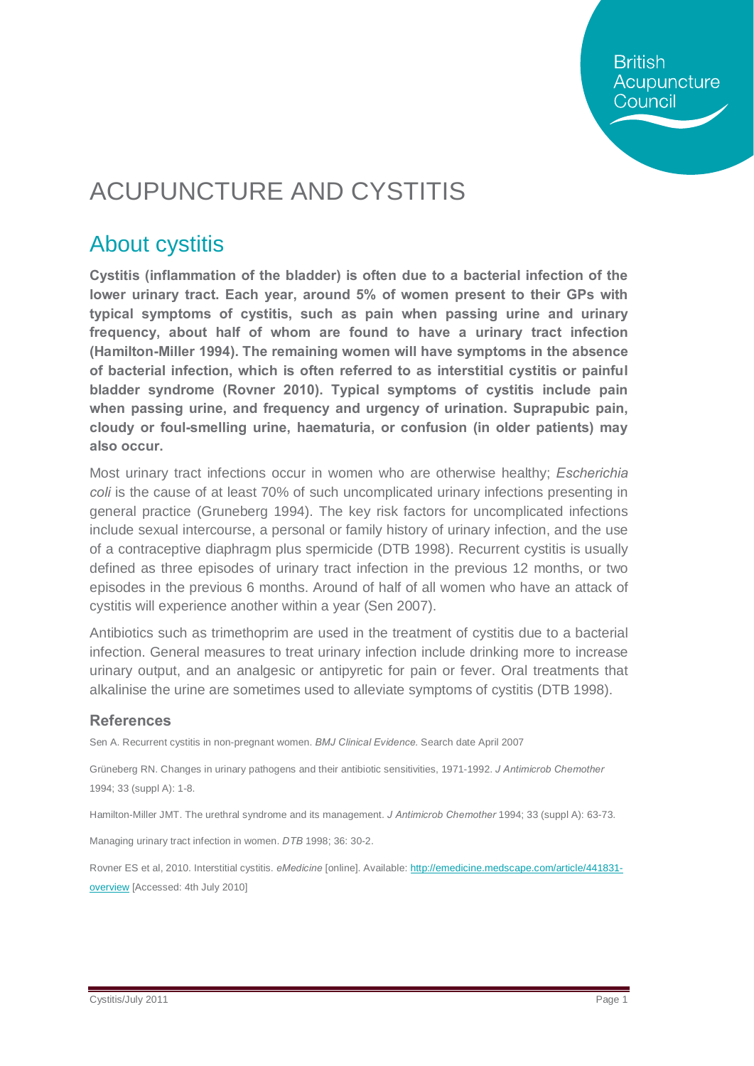# ACUPUNCTURE AND CYSTITIS

## About cystitis

**Cystitis (inflammation of the bladder) is often due to a bacterial infection of the lower urinary tract. Each year, around 5% of women present to their GPs with typical symptoms of cystitis, such as pain when passing urine and urinary frequency, about half of whom are found to have a urinary tract infection (Hamilton-Miller 1994). The remaining women will have symptoms in the absence of bacterial infection, which is often referred to as interstitial cystitis or painful bladder syndrome (Rovner 2010). Typical symptoms of cystitis include pain when passing urine, and frequency and urgency of urination. Suprapubic pain, cloudy or foul-smelling urine, haematuria, or confusion (in older patients) may also occur.**

Most urinary tract infections occur in women who are otherwise healthy; *Escherichia coli* is the cause of at least 70% of such uncomplicated urinary infections presenting in general practice (Gruneberg 1994). The key risk factors for uncomplicated infections include sexual intercourse, a personal or family history of urinary infection, and the use of a contraceptive diaphragm plus spermicide (DTB 1998). Recurrent cystitis is usually defined as three episodes of urinary tract infection in the previous 12 months, or two episodes in the previous 6 months. Around of half of all women who have an attack of cystitis will experience another within a year (Sen 2007).

Antibiotics such as trimethoprim are used in the treatment of cystitis due to a bacterial infection. General measures to treat urinary infection include drinking more to increase urinary output, and an analgesic or antipyretic for pain or fever. Oral treatments that alkalinise the urine are sometimes used to alleviate symptoms of cystitis (DTB 1998).

### References

Sen A. Recurrent cystitis in non-pregnant women. *BMJ Clinical Evidence.* Search date April 2007

Grüneberg RN. Changes in urinary pathogens and their antibiotic sensitivities, 1971-1992. *J Antimicrob Chemother* 1994; 33 (suppl A): 1-8.

Hamilton-Miller JMT. The urethral syndrome and its management. *J Antimicrob Chemother* 1994; 33 (suppl A): 63-73.

Managing urinary tract infection in women. *DTB* 1998; 36: 30-2.

Rovner ES et al, 2010. Interstitial cystitis. *eMedicine* [online]. Available: http://emedicine.medscape.com/article/441831-overview [Accessed: 4th July 2010]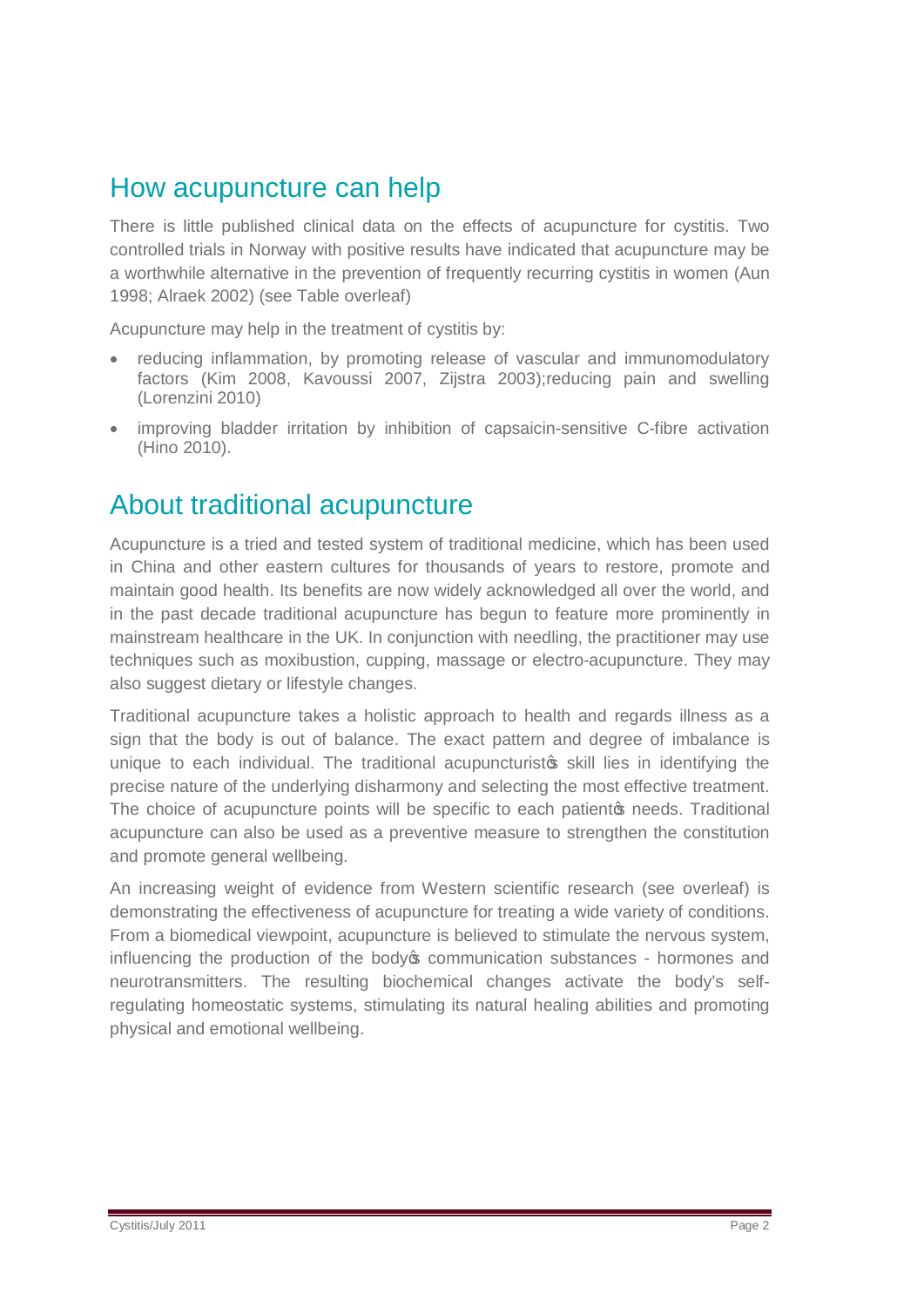## How acupuncture can help

There is little published clinical data on the effects of acupuncture for cystitis. Two controlled trials in Norway with positive results have indicated that acupuncture may be a worthwhile alternative in the prevention of frequently recurring cystitis in women (Aun 1998; Alraek 2002) (see Table overleaf)

Acupuncture may help in the treatment of cystitis by:

- reducing inflammation, by promoting release of vascular and immunomodulatory factors (Kim 2008, Kavoussi 2007, Zijstra 2003);reducing pain and swelling (Lorenzini 2010)
- improving bladder irritation by inhibition of capsaicin-sensitive C-fibre activation (Hino 2010).

## About traditional acupuncture

Acupuncture is a tried and tested system of traditional medicine, which has been used in China and other eastern cultures for thousands of years to restore, promote and maintain good health. Its benefits are now widely acknowledged all over the world, and in the past decade traditional acupuncture has begun to feature more prominently in mainstream healthcare in the UK. In conjunction with needling, the practitioner may use techniques such as moxibustion, cupping, massage or electro-acupuncture. They may also suggest dietary or lifestyle changes.

Traditional acupuncture takes a holistic approach to health and regards illness as a sign that the body is out of balance. The exact pattern and degree of imbalance is unique to each individual. The traditional acupuncturist's skill lies in identifying the precise nature of the underlying disharmony and selecting the most effective treatment. The choice of acupuncture points will be specific to each patient's needs. Traditional acupuncture can also be used as a preventive measure to strengthen the constitution and promote general wellbeing.

An increasing weight of evidence from Western scientific research (see overleaf) is demonstrating the effectiveness of acupuncture for treating a wide variety of conditions. From a biomedical viewpoint, acupuncture is believed to stimulate the nervous system, influencing the production of the body's communication substances - hormones and neurotransmitters. The resulting biochemical changes activate the body's self-regulating homeostatic systems, stimulating its natural healing abilities and promoting physical and emotional wellbeing.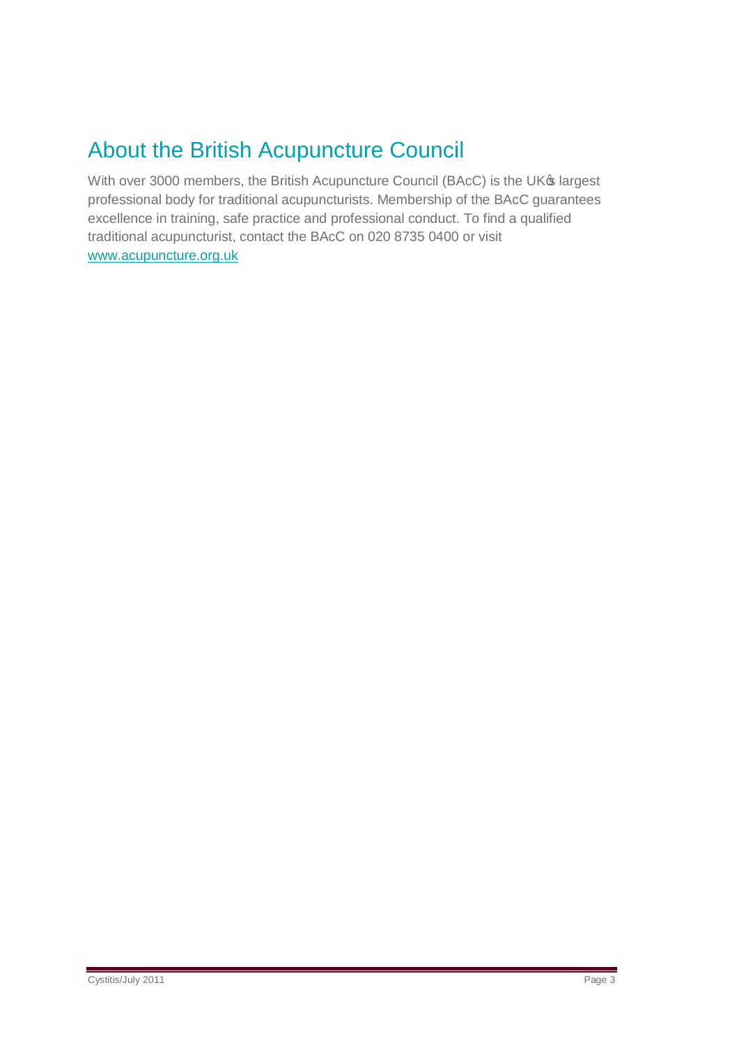## About the British Acupuncture Council

With over 3000 members, the British Acupuncture Council (BAcC) is the UK's largest professional body for traditional acupuncturists. Membership of the BAcC guarantees excellence in training, safe practice and professional conduct. To find a qualified traditional acupuncturist, contact the BAcC on 020 8735 0400 or visit [www.acupuncture.org.uk](http://www.acupuncture.org.uk)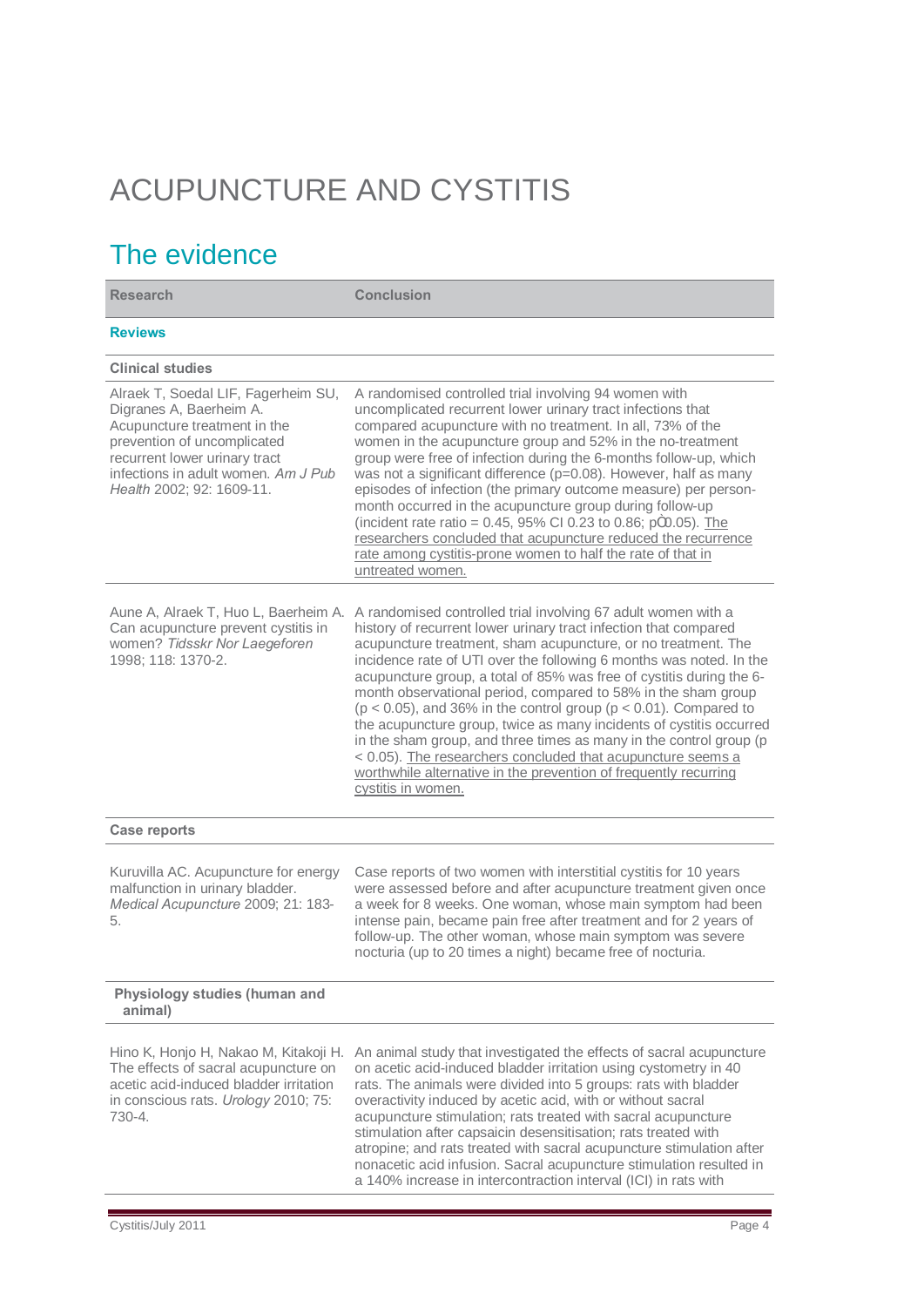# ACUPUNCTURE AND CYSTITIS

## The evidence

| Research | Conclusion |
|---|---|
| **Reviews** | |
| **Clinical studies** | |
| Alraek T, Soedal LIF, Fagerheim SU, Digranes A, Baerheim A. Acupuncture treatment in the prevention of uncomplicated recurrent lower urinary tract infections in adult women. *Am J Pub Health* 2002; 92: 1609-11. | A randomised controlled trial involving 94 women with uncomplicated recurrent lower urinary tract infections that compared acupuncture with no treatment. In all, 73% of the women in the acupuncture group and 52% in the no-treatment group were free of infection during the 6-months follow-up, which was not a significant difference ($p=0.08$). However, half as many episodes of infection (the primary outcome measure) per person-month occurred in the acupuncture group during follow-up (incident rate ratio = 0.45, 95% CI 0.23 to 0.86; p≤0.05). The researchers concluded that acupuncture reduced the recurrence rate among cystitis-prone women to half the rate of that in untreated women. |
| Aune A, Alraek T, Huo L, Baerheim A. Can acupuncture prevent cystitis in women? *Tidsskr Nor Laegeforen* 1998; 118: 1370-2. | A randomised controlled trial involving 67 adult women with a history of recurrent lower urinary tract infection that compared acupuncture treatment, sham acupuncture, or no treatment. The incidence rate of UTI over the following 6 months was noted. In the acupuncture group, a total of 85% was free of cystitis during the 6-month observational period, compared to 58% in the sham group ($p < 0.05$), and 36% in the control group ($p < 0.01$). Compared to the acupuncture group, twice as many incidents of cystitis occurred in the sham group, and three times as many in the control group ($p < 0.05$). The researchers concluded that acupuncture seems a worthwhile alternative in the prevention of frequently recurring cystitis in women. |
| **Case reports** | |
| Kuruvilla AC. Acupuncture for energy malfunction in urinary bladder. *Medical Acupuncture* 2009; 21: 183-5. | Case reports of two women with interstitial cystitis for 10 years were assessed before and after acupuncture treatment given once a week for 8 weeks. One woman, whose main symptom had been intense pain, became pain free after treatment and for 2 years of follow-up. The other woman, whose main symptom was severe nocturia (up to 20 times a night) became free of nocturia. |
| **Physiology studies (human and animal)** | |
| Hino K, Honjo H, Nakao M, Kitakoji H. The effects of sacral acupuncture on acetic acid-induced bladder irritation in conscious rats. *Urology* 2010; 75: 730-4. | An animal study that investigated the effects of sacral acupuncture on acetic acid-induced bladder irritation using cystometry in 40 rats. The animals were divided into 5 groups: rats with bladder overactivity induced by acetic acid, with or without sacral acupuncture stimulation; rats treated with sacral acupuncture stimulation after capsaicin desensitisation; rats treated with atropine; and rats treated with sacral acupuncture stimulation after nonacetic acid infusion. Sacral acupuncture stimulation resulted in a 140% increase in intercontraction interval (ICI) in rats with |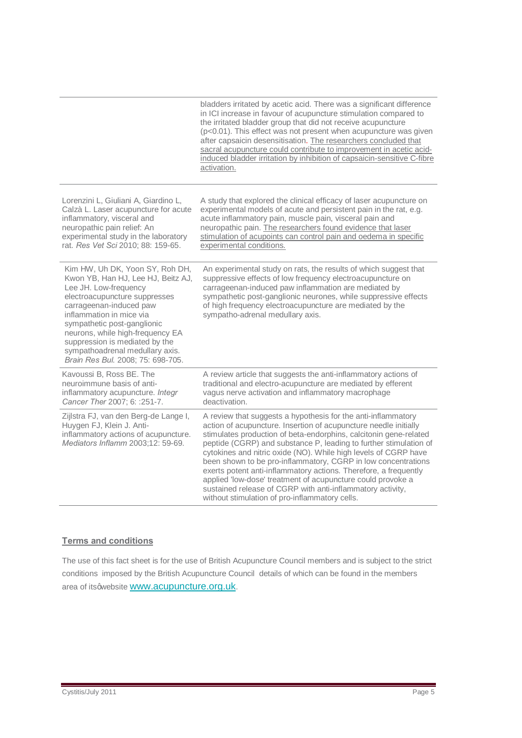| | |
|---|---|
| | bladders irritated by acetic acid. There was a significant difference in ICI increase in favour of acupuncture stimulation compared to the irritated bladder group that did not receive acupuncture ($p<0.01$). This effect was not present when acupuncture was given after capsaicin desensitisation. The researchers concluded that sacral acupuncture could contribute to improvement in acetic acid-induced bladder irritation by inhibition of capsaicin-sensitive C-fibre activation. |
| Lorenzini L, Giuliani A, Giardino L, Calzà L. Laser acupuncture for acute inflammatory, visceral and neuropathic pain relief: An experimental study in the laboratory rat. *Res Vet Sci* 2010; 88: 159-65. | A study that explored the clinical efficacy of laser acupuncture on experimental models of acute and persistent pain in the rat, e.g. acute inflammatory pain, muscle pain, visceral pain and neuropathic pain. The researchers found evidence that laser stimulation of acupoints can control pain and oedema in specific experimental conditions. |
| Kim HW, Uh DK, Yoon SY, Roh DH, Kwon YB, Han HJ, Lee HJ, Beitz AJ, Lee JH. Low-frequency electroacupuncture suppresses carrageenan-induced paw inflammation in mice via sympathetic post-ganglionic neurons, while high-frequency EA suppression is mediated by the sympathoadrenal medullary axis. *Brain Res Bul.* 2008; 75: 698-705. | An experimental study on rats, the results of which suggest that suppressive effects of low frequency electroacupuncture on carrageenan-induced paw inflammation are mediated by sympathetic post-ganglionic neurones, while suppressive effects of high frequency electroacupuncture are mediated by the sympatho-adrenal medullary axis. |
| Kavoussi B, Ross BE. The neuroimmune basis of anti-inflammatory acupuncture. *Integr Cancer Ther* 2007; 6: :251-7. | A review article that suggests the anti-inflammatory actions of traditional and electro-acupuncture are mediated by efferent vagus nerve activation and inflammatory macrophage deactivation. |
| Zijlstra FJ, van den Berg-de Lange I, Huygen FJ, Klein J. Anti-inflammatory actions of acupuncture. *Mediators Inflamm* 2003;12: 59-69. | A review that suggests a hypothesis for the anti-inflammatory action of acupuncture. Insertion of acupuncture needle initially stimulates production of beta-endorphins, calcitonin gene-related peptide (CGRP) and substance P, leading to further stimulation of cytokines and nitric oxide (NO). While high levels of CGRP have been shown to be pro-inflammatory, CGRP in low concentrations exerts potent anti-inflammatory actions. Therefore, a frequently applied 'low-dose' treatment of acupuncture could provoke a sustained release of CGRP with anti-inflammatory activity, without stimulation of pro-inflammatory cells. |

## Terms and conditions

The use of this fact sheet is for the use of British Acupuncture Council members and is subject to the strict conditions imposed by the British Acupuncture Council details of which can be found in the members area of itsφwebsite www.acupuncture.org.uk.